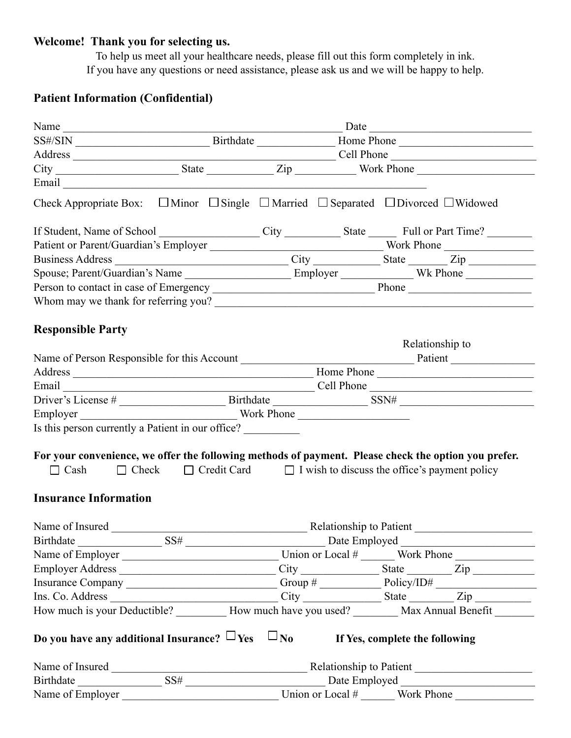**Welcome! Thank you for selecting us.**

To help us meet all your healthcare needs, please fill out this form completely in ink.
If you have any questions or need assistance, please ask us and we will be happy to help.

## Patient Information (Confidential)

Name ______________________________________________ Date ___________________________

SS#/SIN ______________________ Birthdate _____________ Home Phone _______________________

Address ______________________________________________ Cell Phone ________________________

City _____________________ State ___________ Zip __________ Work Phone ____________________

Email ______________________________________________________________

Check Appropriate Box: ☐ Minor ☐ Single ☐ Married ☐ Separated ☐ Divorced ☐ Widowed

If Student, Name of School _________________ City _________ State _____ Full or Part Time? ________

Patient or Parent/Guardian's Employer ______________________________ Work Phone _______________

Business Address ______________________________ City ___________ State _______ Zip ___________

Spouse; Parent/Guardian's Name __________________ Employer ____________ Wk Phone ___________

Person to contact in case of Emergency ___________________________ Phone _____________________

Whom may we thank for referring you? ______________________________________________________

## Responsible Party

Name of Person Responsible for this Account ____________________________ Relationship to Patient ______________

Address ___________________________________________ Home Phone ___________________________

Email ____________________________________________ Cell Phone ____________________________

Driver's License # __________________ Birthdate ________________ SSN# _______________________

Employer ___________________________ Work Phone ___________________

Is this person currently a Patient in our office? __________

**For your convenience, we offer the following methods of payment. Please check the option you prefer.**

☐ Cash ☐ Check ☐ Credit Card ☐ I wish to discuss the office's payment policy

## Insurance Information

Name of Insured ___________________________________ Relationship to Patient ____________________

Birthdate ______________ SS# ________________________ Date Employed _______________________

Name of Employer ___________________________ Union or Local # ______ Work Phone ______________

Employer Address ___________________________ City _____________ State _______ Zip ___________

Insurance Company __________________________ Group # __________ Policy/ID# __________________

Ins. Co. Address ______________________________ City _____________ State ________ Zip __________

How much is your Deductible? _________ How much have you used? ________ Max Annual Benefit _______

**Do you have any additional Insurance? ☐ Yes ☐ No If Yes, complete the following**

Name of Insured ___________________________________ Relationship to Patient ____________________

Birthdate ______________ SS# ________________________ Date Employed _______________________

Name of Employer ___________________________ Union or Local # ______ Work Phone ______________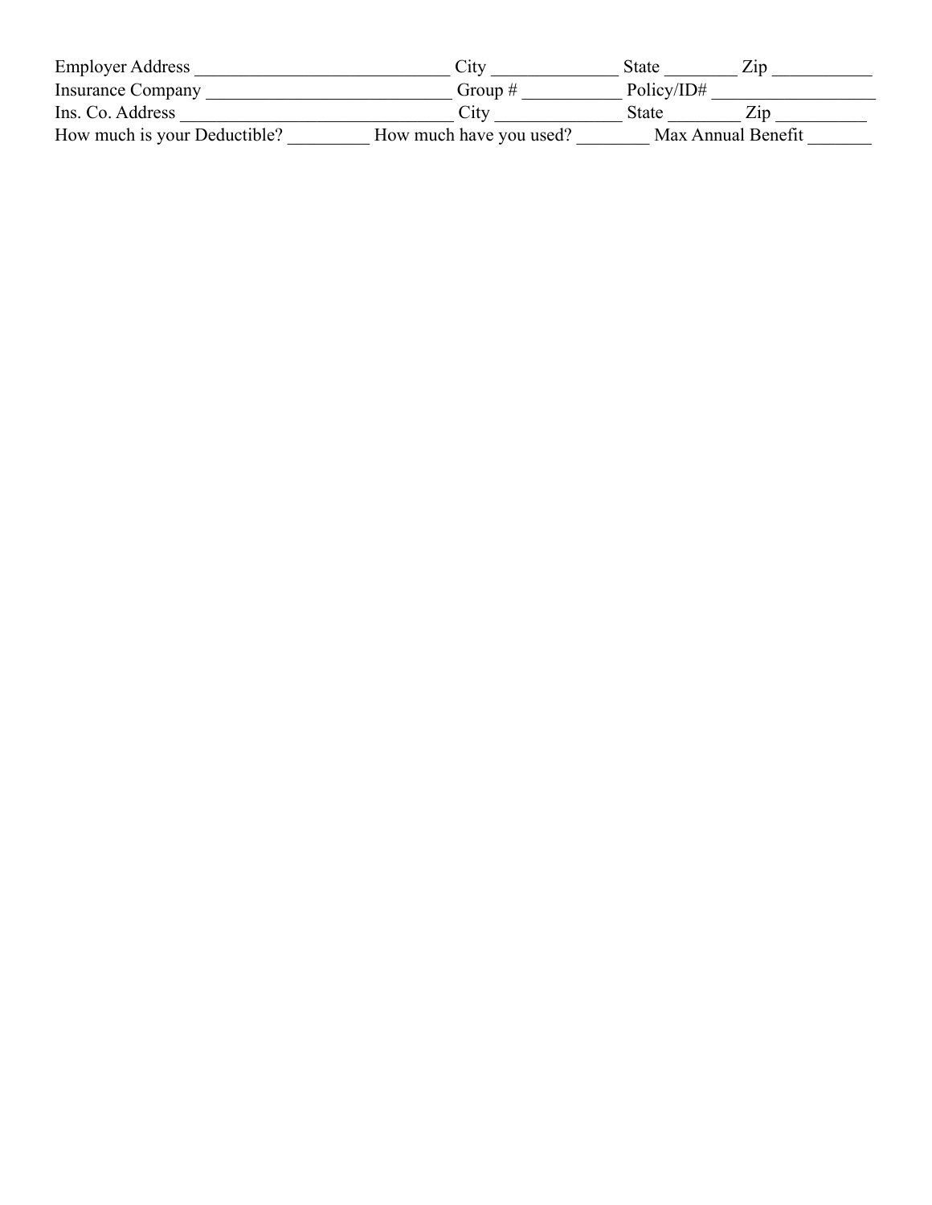Employer Address ____________________________ City ______________ State ________ Zip ___________
Insurance Company ____________________________ Group # ___________ Policy/ID# ___________________
Ins. Co. Address ______________________________ City ______________ State ________ Zip __________
How much is your Deductible? _________ How much have you used? ________ Max Annual Benefit _______